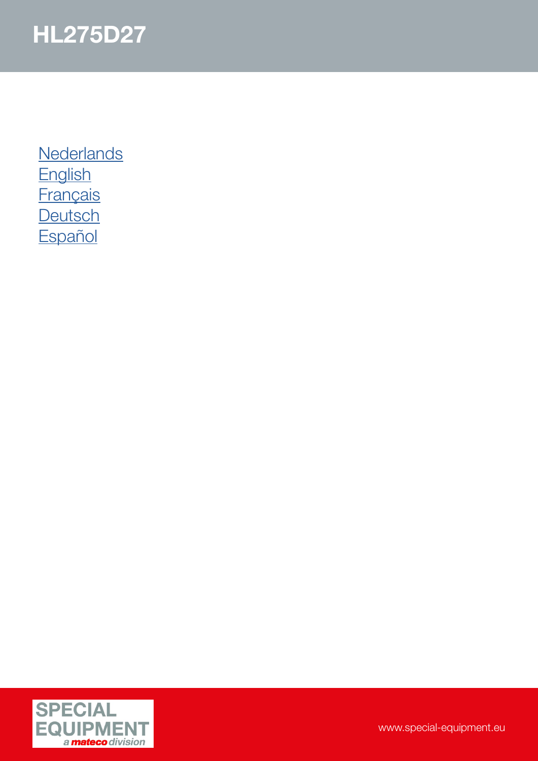# HL275D27

Nederlands
English
Français
Deutsch
Español

SPECIAL EQUIPMENT
a mateco division

www.special-equipment.eu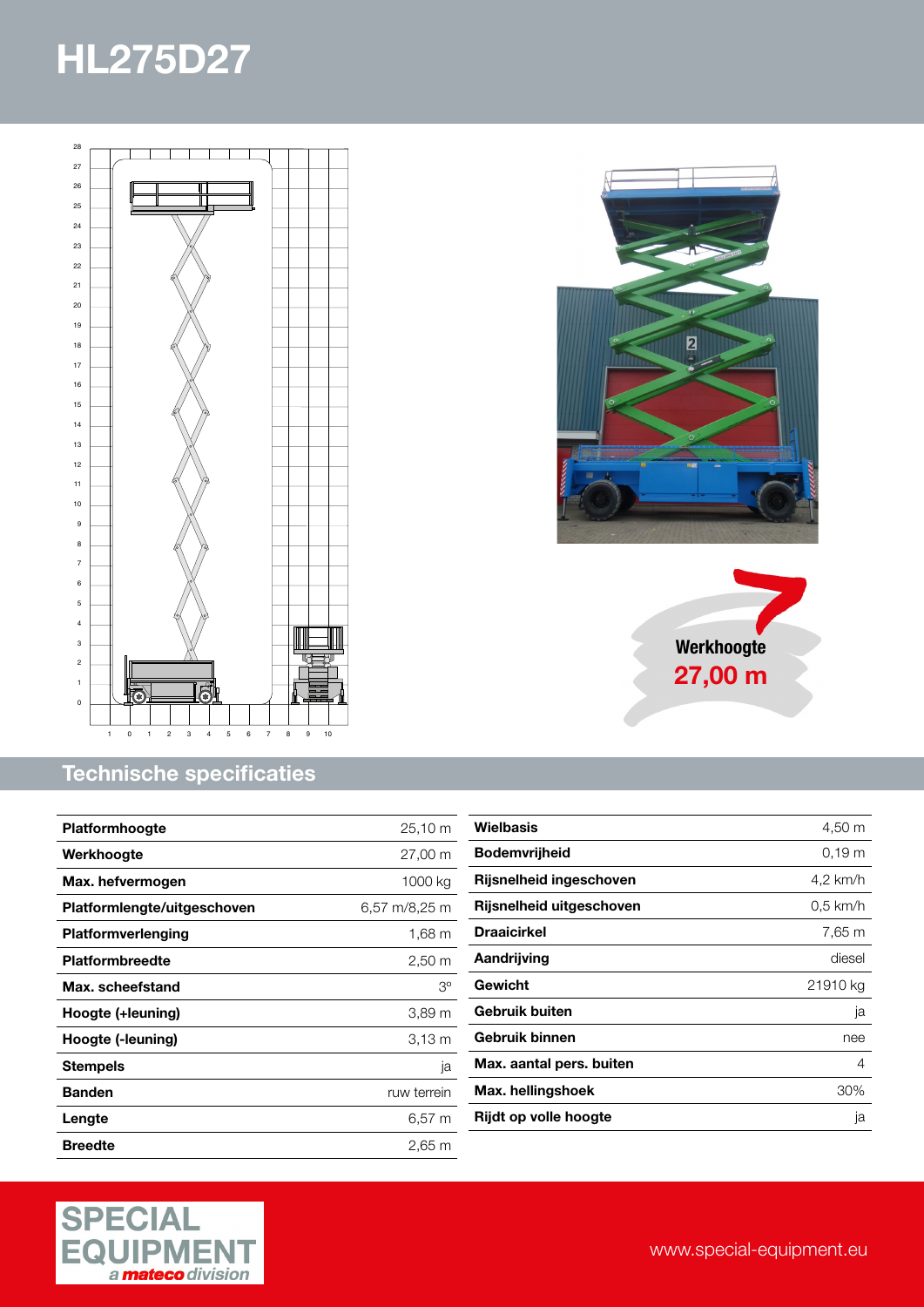# HL275D27

Werkhoogte
27,00 m

## Technische specificaties

| | |
|---|---|
| **Platformhoogte** | 25,10 m |
| **Werkhoogte** | 27,00 m |
| **Max. hefvermogen** | 1000 kg |
| **Platformlengte/uitgeschoven** | 6,57 m/8,25 m |
| **Platformverlenging** | 1,68 m |
| **Platformbreedte** | 2,50 m |
| **Max. scheefstand** | 3º |
| **Hoogte (+leuning)** | 3,89 m |
| **Hoogte (-leuning)** | 3,13 m |
| **Stempels** | ja |
| **Banden** | ruw terrein |
| **Lengte** | 6,57 m |
| **Breedte** | 2,65 m |

| | |
|---|---|
| **Wielbasis** | 4,50 m |
| **Bodemvrijheid** | 0,19 m |
| **Rijsnelheid ingeschoven** | 4,2 km/h |
| **Rijsnelheid uitgeschoven** | 0,5 km/h |
| **Draaicirkel** | 7,65 m |
| **Aandrijving** | diesel |
| **Gewicht** | 21910 kg |
| **Gebruik buiten** | ja |
| **Gebruik binnen** | nee |
| **Max. aantal pers. buiten** | 4 |
| **Max. hellingshoek** | 30% |
| **Rijdt op volle hoogte** | ja |

SPECIAL EQUIPMENT
*a mateco division*

www.special-equipment.eu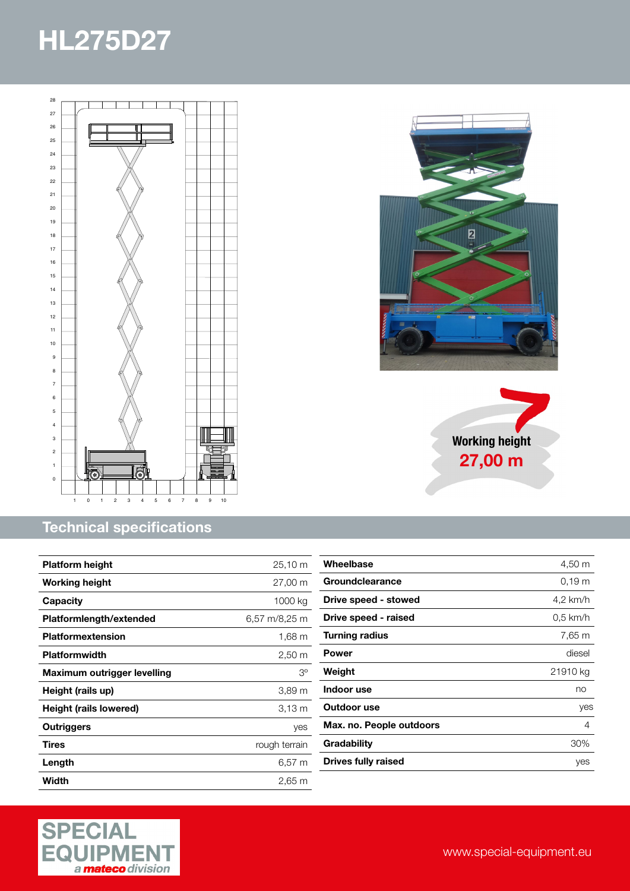# HL275D27

**Working height**
**27,00 m**

## Technical specifications

| | |
|---|---|
| **Platform height** | 25,10 m |
| **Working height** | 27,00 m |
| **Capacity** | 1000 kg |
| **Platformlength/extended** | 6,57 m/8,25 m |
| **Platformextension** | 1,68 m |
| **Platformwidth** | 2,50 m |
| **Maximum outrigger levelling** | 3º |
| **Height (rails up)** | 3,89 m |
| **Height (rails lowered)** | 3,13 m |
| **Outriggers** | yes |
| **Tires** | rough terrain |
| **Length** | 6,57 m |
| **Width** | 2,65 m |

| | |
|---|---|
| **Wheelbase** | 4,50 m |
| **Groundclearance** | 0,19 m |
| **Drive speed - stowed** | 4,2 km/h |
| **Drive speed - raised** | 0,5 km/h |
| **Turning radius** | 7,65 m |
| **Power** | diesel |
| **Weight** | 21910 kg |
| **Indoor use** | no |
| **Outdoor use** | yes |
| **Max. no. People outdoors** | 4 |
| **Gradability** | 30% |
| **Drives fully raised** | yes |

SPECIAL EQUIPMENT
*a mateco division*

www.special-equipment.eu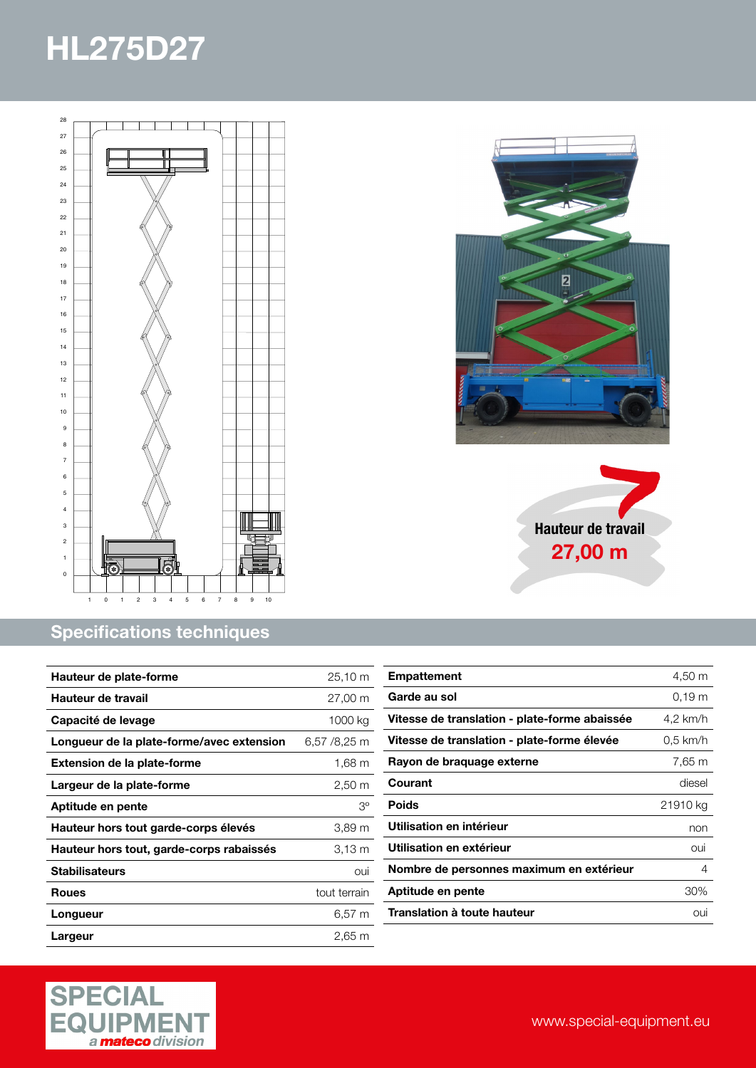# HL275D27

**Hauteur de travail**
**27,00 m**

## Specifications techniques

| | |
|---|---|
| **Hauteur de plate-forme** | 25,10 m |
| **Hauteur de travail** | 27,00 m |
| **Capacité de levage** | 1000 kg |
| **Longueur de la plate-forme/avec extension** | 6,57 /8,25 m |
| **Extension de la plate-forme** | 1,68 m |
| **Largeur de la plate-forme** | 2,50 m |
| **Aptitude en pente** | 3º |
| **Hauteur hors tout garde-corps élevés** | 3,89 m |
| **Hauteur hors tout, garde-corps rabaissés** | 3,13 m |
| **Stabilisateurs** | oui |
| **Roues** | tout terrain |
| **Longueur** | 6,57 m |
| **Largeur** | 2,65 m |

| | |
|---|---|
| **Empattement** | 4,50 m |
| **Garde au sol** | 0,19 m |
| **Vitesse de translation - plate-forme abaissée** | 4,2 km/h |
| **Vitesse de translation - plate-forme élevée** | 0,5 km/h |
| **Rayon de braquage externe** | 7,65 m |
| **Courant** | diesel |
| **Poids** | 21910 kg |
| **Utilisation en intérieur** | non |
| **Utilisation en extérieur** | oui |
| **Nombre de personnes maximum en extérieur** | 4 |
| **Aptitude en pente** | 30% |
| **Translation à toute hauteur** | oui |

SPECIAL EQUIPMENT *a mateco division*

www.special-equipment.eu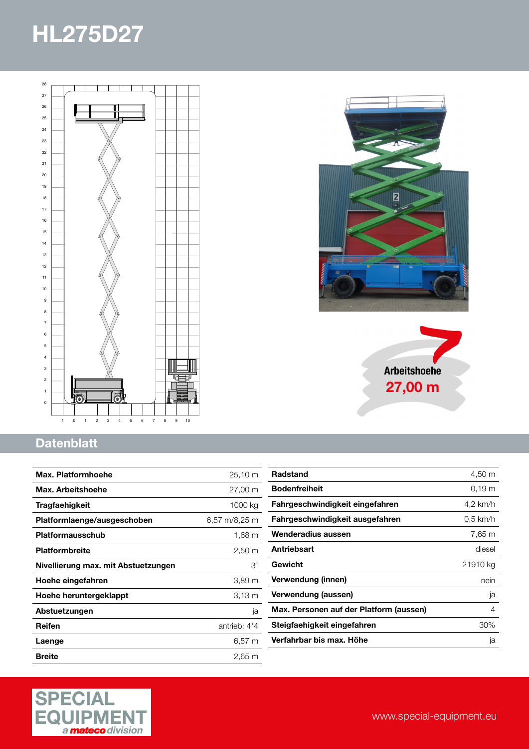# HL275D27

Arbeitshoehe
27,00 m

## Datenblatt

| | |
|---|---|
| **Max. Platformhoehe** | 25,10 m |
| **Max. Arbeitshoehe** | 27,00 m |
| **Tragfaehigkeit** | 1000 kg |
| **Platformlaenge/ausgeschoben** | 6,57 m/8,25 m |
| **Platformausschub** | 1,68 m |
| **Platformbreite** | 2,50 m |
| **Nivellierung max. mit Abstuetzungen** | 3º |
| **Hoehe eingefahren** | 3,89 m |
| **Hoehe heruntergeklappt** | 3,13 m |
| **Abstuetzungen** | ja |
| **Reifen** | antrieb: 4*4 |
| **Laenge** | 6,57 m |
| **Breite** | 2,65 m |

| | |
|---|---|
| **Radstand** | 4,50 m |
| **Bodenfreiheit** | 0,19 m |
| **Fahrgeschwindigkeit eingefahren** | 4,2 km/h |
| **Fahrgeschwindigkeit ausgefahren** | 0,5 km/h |
| **Wenderadius aussen** | 7,65 m |
| **Antriebsart** | diesel |
| **Gewicht** | 21910 kg |
| **Verwendung (innen)** | nein |
| **Verwendung (aussen)** | ja |
| **Max. Personen auf der Platform (aussen)** | 4 |
| **Steigfaehigkeit eingefahren** | 30% |
| **Verfahrbar bis max. Höhe** | ja |

SPECIAL EQUIPMENT
a mateco division

www.special-equipment.eu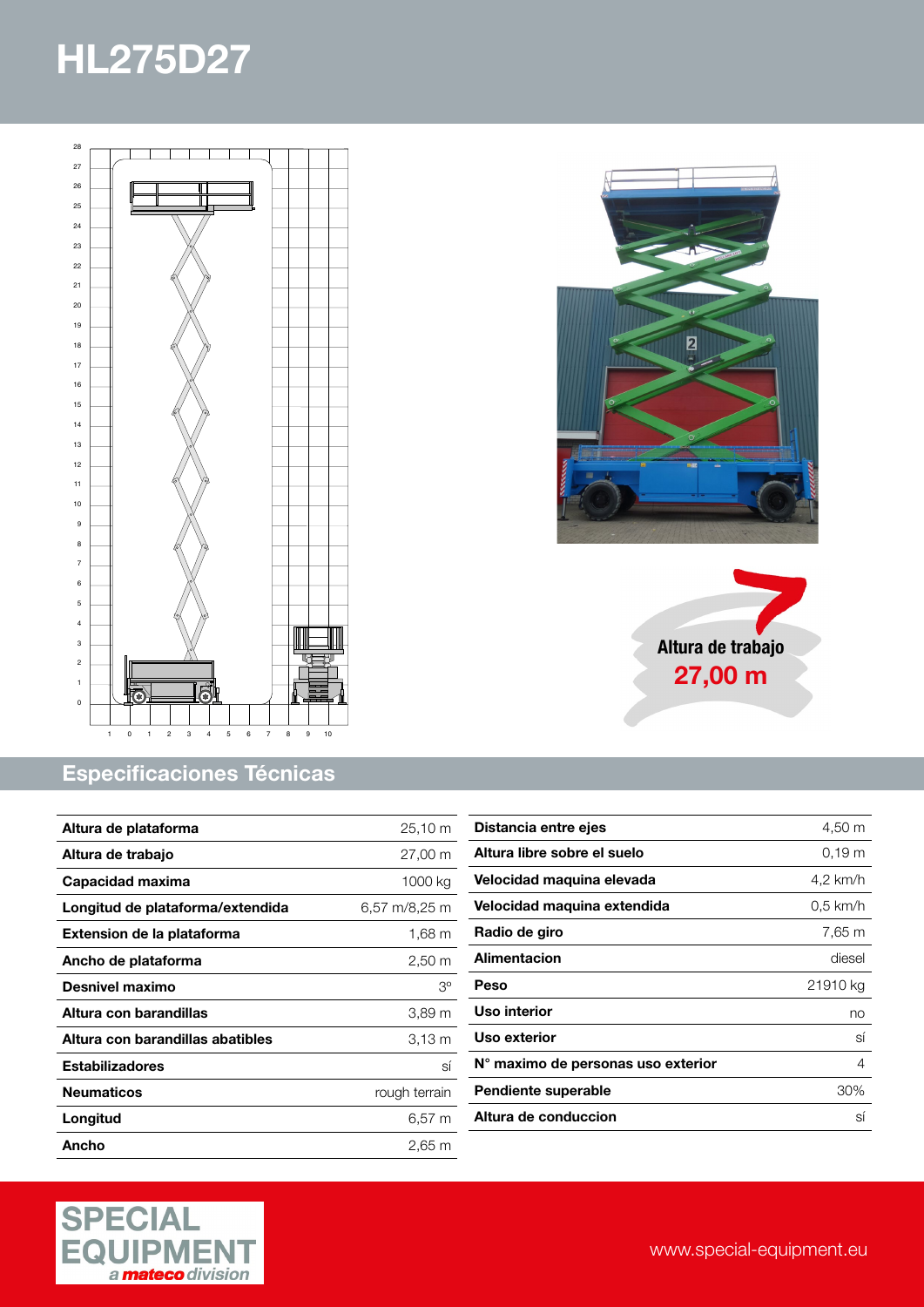# HL275D27

Altura de trabajo
27,00 m

## Especificaciones Técnicas

| | |
|---|---|
| **Altura de plataforma** | 25,10 m |
| **Altura de trabajo** | 27,00 m |
| **Capacidad maxima** | 1000 kg |
| **Longitud de plataforma/extendida** | 6,57 m/8,25 m |
| **Extension de la plataforma** | 1,68 m |
| **Ancho de plataforma** | 2,50 m |
| **Desnivel maximo** | 3º |
| **Altura con barandillas** | 3,89 m |
| **Altura con barandillas abatibles** | 3,13 m |
| **Estabilizadores** | sí |
| **Neumaticos** | rough terrain |
| **Longitud** | 6,57 m |
| **Ancho** | 2,65 m |

| | |
|---|---|
| **Distancia entre ejes** | 4,50 m |
| **Altura libre sobre el suelo** | 0,19 m |
| **Velocidad maquina elevada** | 4,2 km/h |
| **Velocidad maquina extendida** | 0,5 km/h |
| **Radio de giro** | 7,65 m |
| **Alimentacion** | diesel |
| **Peso** | 21910 kg |
| **Uso interior** | no |
| **Uso exterior** | sí |
| **N° maximo de personas uso exterior** | 4 |
| **Pendiente superable** | 30% |
| **Altura de conduccion** | sí |

SPECIAL EQUIPMENT
a mateco division

www.special-equipment.eu